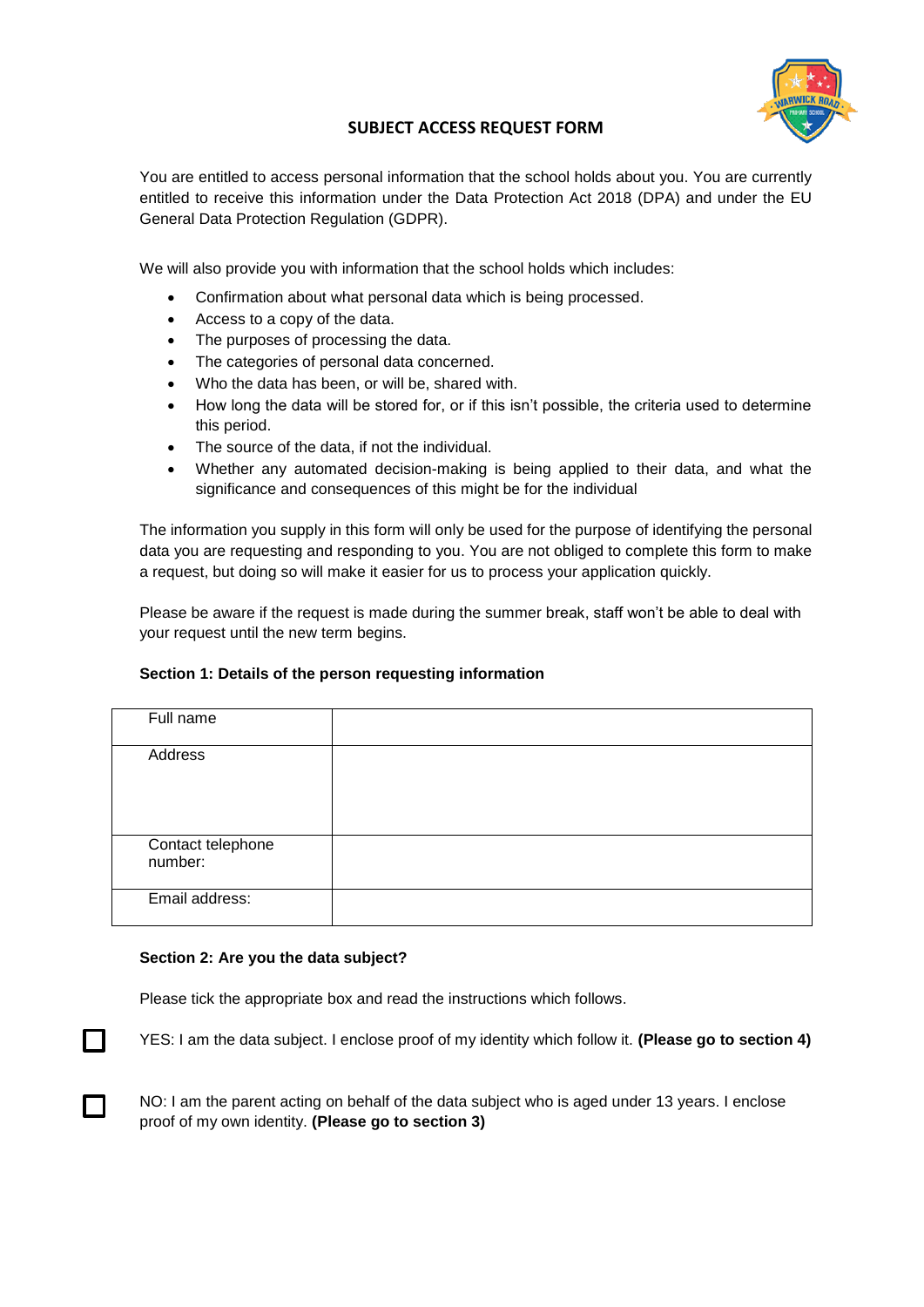# SUBJECT ACCESS REQUEST FORM

You are entitled to access personal information that the school holds about you. You are currently entitled to receive this information under the Data Protection Act 2018 (DPA) and under the EU General Data Protection Regulation (GDPR).

We will also provide you with information that the school holds which includes:

- Confirmation about what personal data which is being processed.
- Access to a copy of the data.
- The purposes of processing the data.
- The categories of personal data concerned.
- Who the data has been, or will be, shared with.
- How long the data will be stored for, or if this isn't possible, the criteria used to determine this period.
- The source of the data, if not the individual.
- Whether any automated decision-making is being applied to their data, and what the significance and consequences of this might be for the individual

The information you supply in this form will only be used for the purpose of identifying the personal data you are requesting and responding to you. You are not obliged to complete this form to make a request, but doing so will make it easier for us to process your application quickly.

Please be aware if the request is made during the summer break, staff won't be able to deal with your request until the new term begins.

**Section 1: Details of the person requesting information**

| Full name | |
|---|---|
| Address | |
| Contact telephone number: | |
| Email address: | |

**Section 2: Are you the data subject?**

Please tick the appropriate box and read the instructions which follows.

☐ YES: I am the data subject. I enclose proof of my identity which follow it. **(Please go to section 4)**

☐ NO: I am the parent acting on behalf of the data subject who is aged under 13 years. I enclose proof of my own identity. **(Please go to section 3)**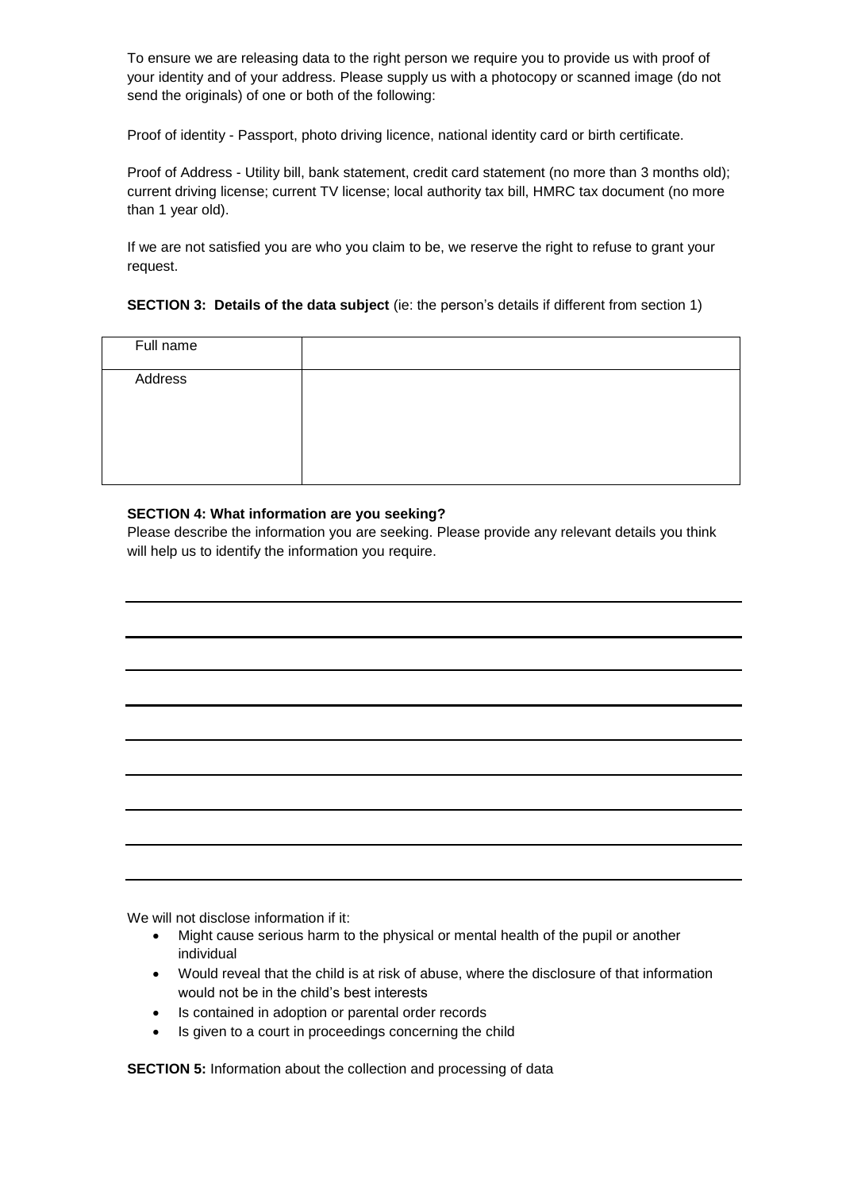To ensure we are releasing data to the right person we require you to provide us with proof of your identity and of your address. Please supply us with a photocopy or scanned image (do not send the originals) of one or both of the following:

Proof of identity - Passport, photo driving licence, national identity card or birth certificate.

Proof of Address - Utility bill, bank statement, credit card statement (no more than 3 months old); current driving license; current TV license; local authority tax bill, HMRC tax document (no more than 1 year old).

If we are not satisfied you are who you claim to be, we reserve the right to refuse to grant your request.

**SECTION 3: Details of the data subject** (ie: the person's details if different from section 1)

| Full name | |
|---|---|
| Address | |

**SECTION 4: What information are you seeking?**

Please describe the information you are seeking. Please provide any relevant details you think will help us to identify the information you require.

We will not disclose information if it:

- Might cause serious harm to the physical or mental health of the pupil or another individual
- Would reveal that the child is at risk of abuse, where the disclosure of that information would not be in the child's best interests
- Is contained in adoption or parental order records
- Is given to a court in proceedings concerning the child

**SECTION 5:** Information about the collection and processing of data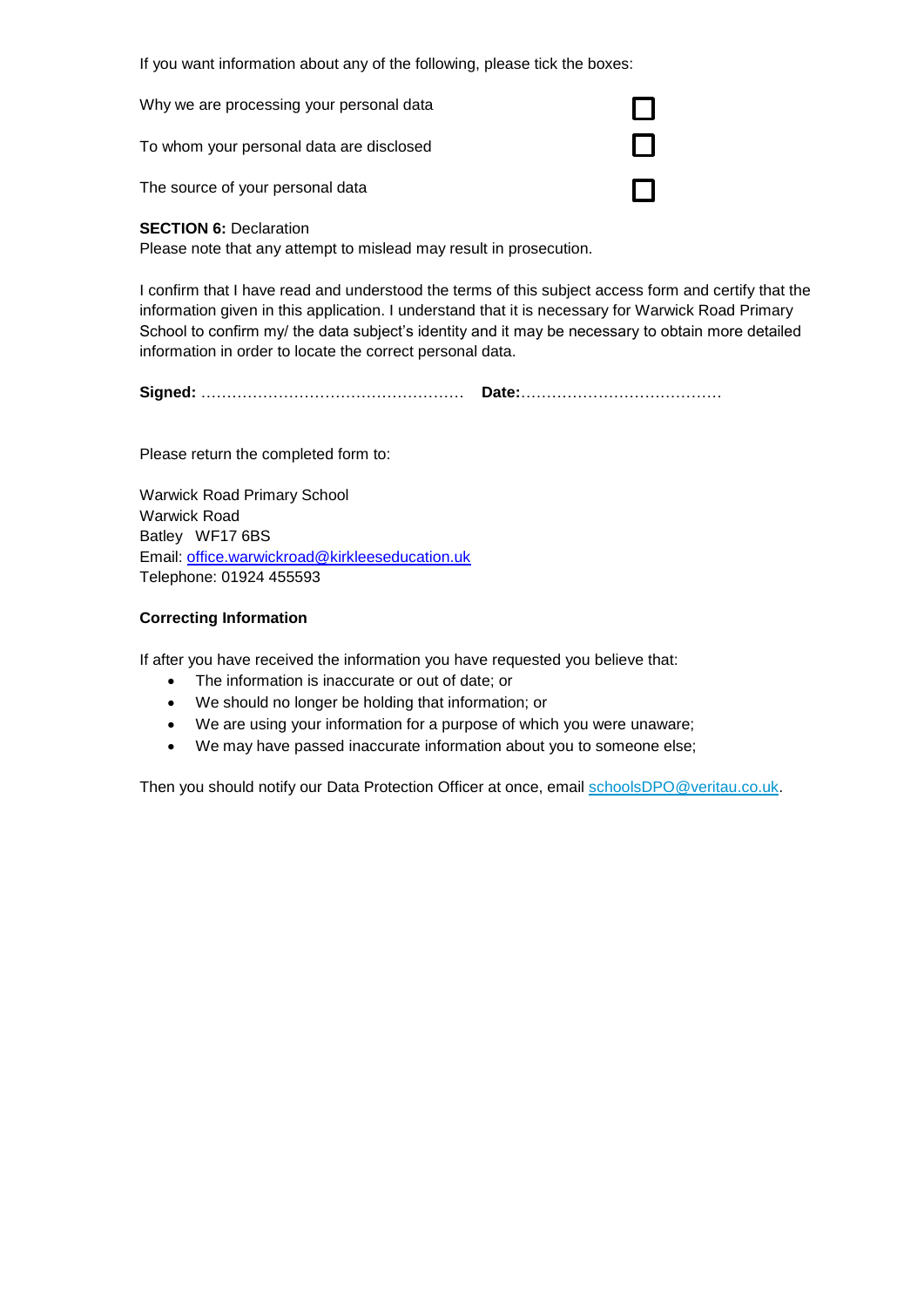If you want information about any of the following, please tick the boxes:

Why we are processing your personal data ☐

To whom your personal data are disclosed ☐

The source of your personal data ☐

**SECTION 6:** Declaration

Please note that any attempt to mislead may result in prosecution.

I confirm that I have read and understood the terms of this subject access form and certify that the information given in this application. I understand that it is necessary for Warwick Road Primary School to confirm my/ the data subject's identity and it may be necessary to obtain more detailed information in order to locate the correct personal data.

**Signed:** …………………………………………… **Date:**…………………………………

Please return the completed form to:

Warwick Road Primary School
Warwick Road
Batley WF17 6BS
Email: office.warwickroad@kirkleeseducation.uk
Telephone: 01924 455593

**Correcting Information**

If after you have received the information you have requested you believe that:

- The information is inaccurate or out of date; or
- We should no longer be holding that information; or
- We are using your information for a purpose of which you were unaware;
- We may have passed inaccurate information about you to someone else;

Then you should notify our Data Protection Officer at once, email schoolsDPO@veritau.co.uk.